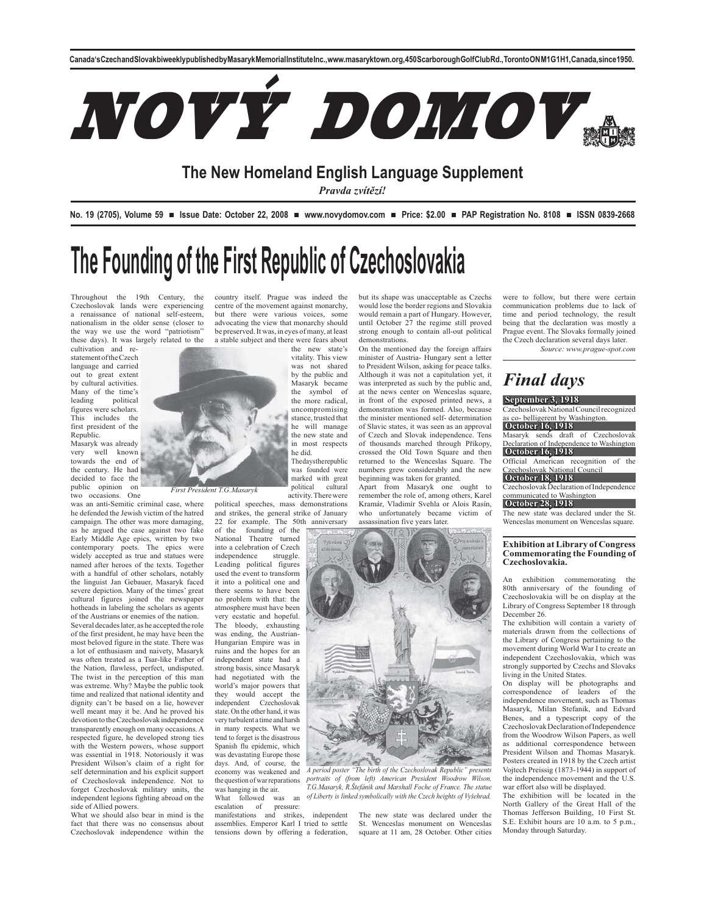Canada's Czech and Slovak biweekly published by Masaryk Memorial Institute Inc., www.masaryktown.org, 450 Scarborough Golf Club Rd., Toronto ON M1G 1H1, Canada, since 1950.

# NOVÝ DOMOV

## The New Homeland English Language Supplement

*Pravda zvítězí!*

**No. 19 (2705), Volume 59 ■ Issue Date: October 22, 2008 ■ www.novydomov.com ■ Price: $2.00 ■ PAP Registration No. 8108 ■ ISSN 0839-2668**

# The Founding of the First Republic of Czechoslovakia

Throughout the 19th Century, the Czechoslovak lands were experiencing a renaissance of national self-esteem, nationalism in the older sense (closer to the way we use the word "patriotism" these days). It was largely related to the cultivation and re-statement of the Czech language and carried out to great extent by cultural activities. Many of the time's leading political figures were scholars. This includes the first president of the Republic.

*First President T.G.Masaryk*

Masaryk was already very well known towards the end of the century. He had decided to face the public opinion on two occasions. One was an anti-Semitic criminal case, where he defended the Jewish victim of the hatred campaign. The other was more damaging, as he argued the case against two fake Early Middle Age epics, written by two contemporary poets. The epics were widely accepted as true and statues were named after heroes of the texts. Together with a handful of other scholars, notably the linguist Jan Gebauer, Masaryk faced severe depiction. Many of the times' great cultural figures joined the newspaper hotheads in labeling the scholars as agents of the Austrians or enemies of the nation.

Several decades later, as he accepted the role of the first president, he may have been the most beloved figure in the state. There was a lot of enthusiasm and naivety, Masaryk was often treated as a Tsar-like Father of the Nation, flawless, perfect, undisputed. The twist in the perception of this man was extreme. Why? Maybe the public took time and realized that national identity and dignity can't be based on a lie, however well meant may it be. And he proved his devotion to the Czechoslovak independence transparently enough on many occasions. A respected figure, he developed strong ties with the Western powers, whose support was essential in 1918. Notoriously it was President Wilson's claim of a right for self determination and his explicit support of Czechoslovak independence. Not to forget Czechoslovak military units, the independent legions fighting abroad on the side of Allied powers.

What we should also bear in mind is the fact that there was no consensus about Czechoslovak independence within the country itself. Prague was indeed the centre of the movement against monarchy, but there were various voices, some advocating the view that monarchy should be preserved. It was, in eyes of many, at least a stable subject and there were fears about the new state's vitality. This view was not shared by the public and Masaryk became the symbol of the more radical, uncompromising stance, trusted that he will manage the new state and in most respects he did.

The days the republic was founded were marked with great political cultural activity. There were political speeches, mass demonstrations and strikes, the general strike of January 22 for example. The 50th anniversary of the founding of the National Theatre turned into a celebration of Czech independence struggle. Leading political figures used the event to transform it into a political one and there seems to have been no problem with that: the atmosphere must have been very ecstatic and hopeful. The bloody, exhausting war was ending, the Austrian-Hungarian Empire was in ruins and the hopes for an independent state had a strong basis, since Masaryk had negotiated with the world's major powers that they would accept the independent Czechoslovak state. On the other hand, it was very turbulent a time and harsh in many respects. What we tend to forget is the disastrous Spanish flu epidemic, which was devastating Europe those days. And, of course, the economy was weakened and the question of war reparations was hanging in the air.

What followed was an escalation of pressure: manifestations and strikes, independent assemblies. Emperor Karl I tried to settle tensions down by offering a federation, but its shape was unacceptable as Czechs would lose the border regions and Slovakia would remain a part of Hungary. However, until October 27 the regime still proved strong enough to contain all-out political demonstrations.

On the mentioned day the foreign affairs minister of Austria- Hungary sent a letter to President Wilson, asking for peace talks. Although it was not a capitulation yet, it was interpreted as such by the public and, at the news center on Wenceslas square, in front of the exposed printed news, a demonstration was formed. Also, because the minister mentioned self- determination of Slavic states, it was seen as an approval of Czech and Slovak independence. Tens of thousands marched through Příkopy, crossed the Old Town Square and then returned to the Wenceslas Square. The numbers grew considerably and the new beginning was taken for granted.

Apart from Masaryk one ought to remember the role of, among others, Karel Kramár, Vladimír Svehla or Alois Rasín, who unfortunately became victim of assassination five years later.

*A period poster "The birth of the Czechoslovak Republic" presents portraits of (from left) American President Woodrow Wilson, T.G.Masaryk, R.Štefánik and Marshall Foche of France. The statue of Liberty is linked symbolically with the Czech heights of Vyšehrad.*

The new state was declared under the St. Wenceslas monument on Wenceslas square at 11 am, 28 October. Other cities were to follow, but there were certain communication problems due to lack of time and period technology, the result being that the declaration was mostly a Prague event. The Slovaks formally joined the Czech declaration several days later.

*Source: www.prague-spot.com*

## *Final days*

**September 3, 1918**

Czechoslovak National Council recognized as co- belligerent by Washington.

**October 16, 1918**

Masaryk sends draft of Czechoslovak Declaration of Independence to Washington

**October 16, 1918**

Official American recognition of the Czechoslovak National Council

**October 18, 1918**

Czechoslovak Declaration of Independence communicated to Washington

**October 28, 1918**

The new state was declared under the St. Wenceslas monument on Wenceslas square.

### Exhibition at Library of Congress Commemorating the Founding of Czechoslovakia.

An exhibition commemorating the 80th anniversary of the founding of Czechoslovakia will be on display at the Library of Congress September 18 through December 26.

The exhibition will contain a variety of materials drawn from the collections of the Library of Congress pertaining to the movement during World War I to create an independent Czechoslovakia, which was strongly supported by Czechs and Slovaks living in the United States.

On display will be photographs and correspondence of leaders of the independence movement, such as Thomas Masaryk, Milan Stefanik, and Edvard Benes, and a typescript copy of the Czechoslovak Declaration of Independence from the Woodrow Wilson Papers, as well as additional correspondence between President Wilson and Thomas Masaryk. Posters created in 1918 by the Czech artist Vojtech Preissig (1873-1944) in support of the independence movement and the U.S. war effort also will be displayed.

The exhibition will be located in the North Gallery of the Great Hall of the Thomas Jefferson Building, 10 First St. S.E. Exhibit hours are 10 a.m. to 5 p.m., Monday through Saturday.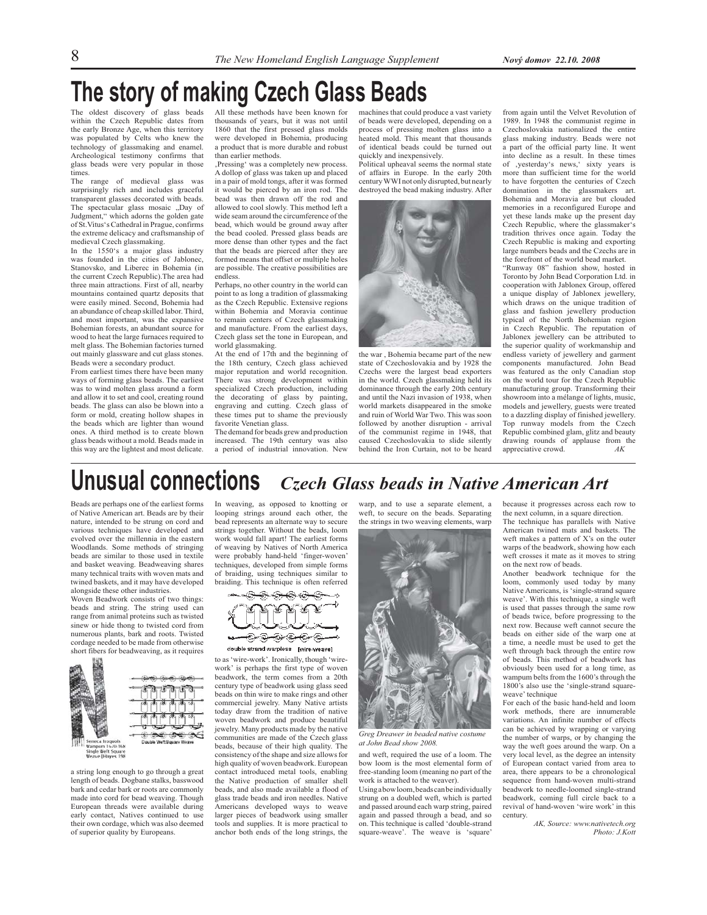# The story of making Czech Glass Beads

The oldest discovery of glass beads within the Czech Republic dates from the early Bronze Age, when this territory was populated by Celts who knew the technology of glassmaking and enamel. Archeological testimony confirms that glass beads were very popular in those times.

The range of medieval glass was surprisingly rich and includes graceful transparent glasses decorated with beads. The spectacular glass mosaic „Day of Judgment," which adorns the golden gate of St.Vitus's Cathedral in Prague, confirms the extreme delicacy and craftsmanship of medieval Czech glassmaking.

In the 1550's a major glass industry was founded in the cities of Jablonec, Stanovsko, and Liberec in Bohemia (in the current Czech Republic).The area had three main attractions. First of all, nearby mountains contained quartz deposits that were easily mined. Second, Bohemia had an abundance of cheap skilled labor. Third, and most important, was the expansive Bohemian forests, an abundant source for wood to heat the large furnaces required to melt glass. The Bohemian factories turned out mainly glassware and cut glass stones. Beads were a secondary product.

From earliest times there have been many ways of forming glass beads. The earliest was to wind molten glass around a form and allow it to set and cool, creating round beads. The glass can also be blown into a form or mold, creating hollow shapes in the beads which are lighter than wound ones. A third method is to create blown glass beads without a mold. Beads made in this way are the lightest and most delicate.

All these methods have been known for thousands of years, but it was not until 1860 that the first pressed glass molds were developed in Bohemia, producing a product that is more durable and robust than earlier methods.

‚Pressing' was a completely new process. A dollop of glass was taken up and placed in a pair of mold tongs, after it was formed it would be pierced by an iron rod. The bead was then drawn off the rod and allowed to cool slowly. This method left a wide seam around the circumference of the bead, which would be ground away after the bead cooled. Pressed glass beads are more dense than other types and the fact that the beads are pierced after they are formed means that offset or multiple holes are possible. The creative possibilities are endless.

Perhaps, no other country in the world can point to as long a tradition of glassmaking as the Czech Republic. Extensive regions within Bohemia and Moravia continue to remain centers of Czech glassmaking and manufacture. From the earliest days, Czech glass set the tone in European, and world glassmaking.

At the end of 17th and the beginning of the 18th century, Czech glass achieved major reputation and world recognition. There was strong development within specialized Czech production, including the decorating of glass by painting, engraving and cutting. Czech glass of these times put to shame the previously favorite Venetian glass.

The demand for beads grew and production increased. The 19th century was also a period of industrial innovation. New machines that could produce a vast variety of beads were developed, depending on a process of pressing molten glass into a heated mold. This meant that thousands of identical beads could be turned out quickly and inexpensively.

Political upheaval seems the normal state of affairs in Europe. In the early 20th century WWI not only disrupted, but nearly destroyed the bead making industry. After the war , Bohemia became part of the new state of Czechoslovakia and by 1928 the Czechs were the largest bead exporters in the world. Czech glassmaking held its dominance through the early 20th century and until the Nazi invasion of 1938, when world markets disappeared in the smoke and ruin of World War Two. This was soon followed by another disruption - arrival of the communist regime in 1948, that caused Czechoslovakia to slide silently behind the Iron Curtain, not to be heard from again until the Velvet Revolution of 1989. In 1948 the communist regime in Czechoslovakia nationalized the entire glass making industry. Beads were not a part of the official party line. It went into decline as a result. In these times of ‚yesterday's news,' sixty years is more than sufficient time for the world to have forgotten the centuries of Czech domination in the glassmakers art. Bohemia and Moravia are but clouded memories in a reconfigured Europe and yet these lands make up the present day Czech Republic, where the glassmaker's tradition thrives once again. Today the Czech Republic is making and exporting large numbers beads and the Czechs are in the forefront of the world bead market.

"Runway 08" fashion show, hosted in Toronto by John Bead Corporation Ltd. in cooperation with Jablonex Group, offered a unique display of Jablonex jewellery, which draws on the unique tradition of glass and fashion jewellery production typical of the North Bohemian region in Czech Republic. The reputation of Jablonex jewellery can be attributed to the superior quality of workmanship and endless variety of jewellery and garment components manufactured. John Bead was featured as the only Canadian stop on the world tour for the Czech Republic manufacturing group. Transforming their showroom into a mélange of lights, music, models and jewellery, guests were treated to a dazzling display of finished jewellery. Top runway models from the Czech Republic combined glam, glitz and beauty drawing rounds of applause from the appreciative crowd. *AK*

# Unusual connections *Czech Glass beads in Native American Art*

Beads are perhaps one of the earliest forms of Native American art. Beads are by their nature, intended to be strung on cord and various techniques have developed and evolved over the millennia in the eastern Woodlands. Some methods of stringing beads are similar to those used in textile and basket weaving. Beadweaving shares many technical traits with woven mats and twined baskets, and it may have developed alongside these other industries.

Woven Beadwork consists of two things: beads and string. The string used can range from animal proteins such as twisted sinew or hide thong to twisted cord from numerous plants, bark and roots. Twisted cordage needed to be made from otherwise short fibers for beadweaving, as it requires a string long enough to go through a great length of beads. Dogbane stalks, basswood bark and cedar bark or roots are commonly made into cord for bead weaving. Though European threads were available during early contact, Natives continued to use their own cordage, which was also deemed of superior quality by Europeans.

Seneca Iroquois Wampum 1670-168 Single Weft Square Weave (Hayes 198

Double Weft Square Weave

In weaving, as opposed to knotting or looping strings around each other, the bead represents an alternate way to secure strings together. Without the beads, loom work would fall apart! The earliest forms of weaving by Natives of North America were probably hand-held 'finger-woven' techniques, developed from simple forms of braiding, using techniques similar to braiding. This technique is often referred to as 'wire-work'. Ironically, though 'wire-work' is perhaps the first type of woven beadwork, the term comes from a 20th century type of beadwork using glass seed beads on thin wire to make rings and other commercial jewelry. Many Native artists today draw from the tradition of native woven beadwork and produce beautiful jewelry. Many products made by the native communities are made of the Czech glass beads, because of their high quality. The consistency of the shape and size allows for high quality of woven beadwork. European contact introduced metal tools, enabling the Native production of smaller shell beads, and also made available a flood of glass trade beads and iron needles. Native Americans developed ways to weave larger pieces of beadwork using smaller tools and supplies. It is more practical to anchor both ends of the long strings, the warp, and to use a separate element, a weft, to secure on the beads. Separating the strings in two weaving elements, warp and weft, required the use of a loom. The bow loom is the most elemental form of free-standing loom (meaning no part of the work is attached to the weaver).

double strand warpless [wire-weave]

*Greg Dreawer in beaded native costume at John Bead show 2008.*

Using a bow loom, beads can be individually strung on a doubled weft, which is parted and passed around each warp string, paired again and passed through a bead, and so on. This technique is called 'double-strand square-weave'. The weave is 'square' because it progresses across each row to the next column, in a square direction.

The technique has parallels with Native American twined mats and baskets. The weft makes a pattern of X's on the outer warps of the beadwork, showing how each weft crosses it mate as it moves to string on the next row of beads.

Another beadwork technique for the loom, commonly used today by many Native Americans, is 'single-strand square weave'. With this technique, a single weft is used that passes through the same row of beads twice, before progressing to the next row. Because weft cannot secure the beads on either side of the warp one at a time, a needle must be used to get the weft through back through the entire row of beads. This method of beadwork has obviously been used for a long time, as wampum belts from the 1600's through the 1800's also use the 'single-strand square-weave' technique

For each of the basic hand-held and loom work methods, there are innumerable variations. An infinite number of effects can be achieved by wrapping or varying the number of warps, or by changing the way the weft goes around the warp. On a very local level, as the degree an intensity of European contact varied from area to area, there appears to be a chronological sequence from hand-woven multi-strand beadwork to needle-loomed single-strand beadwork, coming full circle back to a revival of hand-woven 'wire work' in this century.

*AK, Source: www.nativetech.org*
*Photo: J.Kott*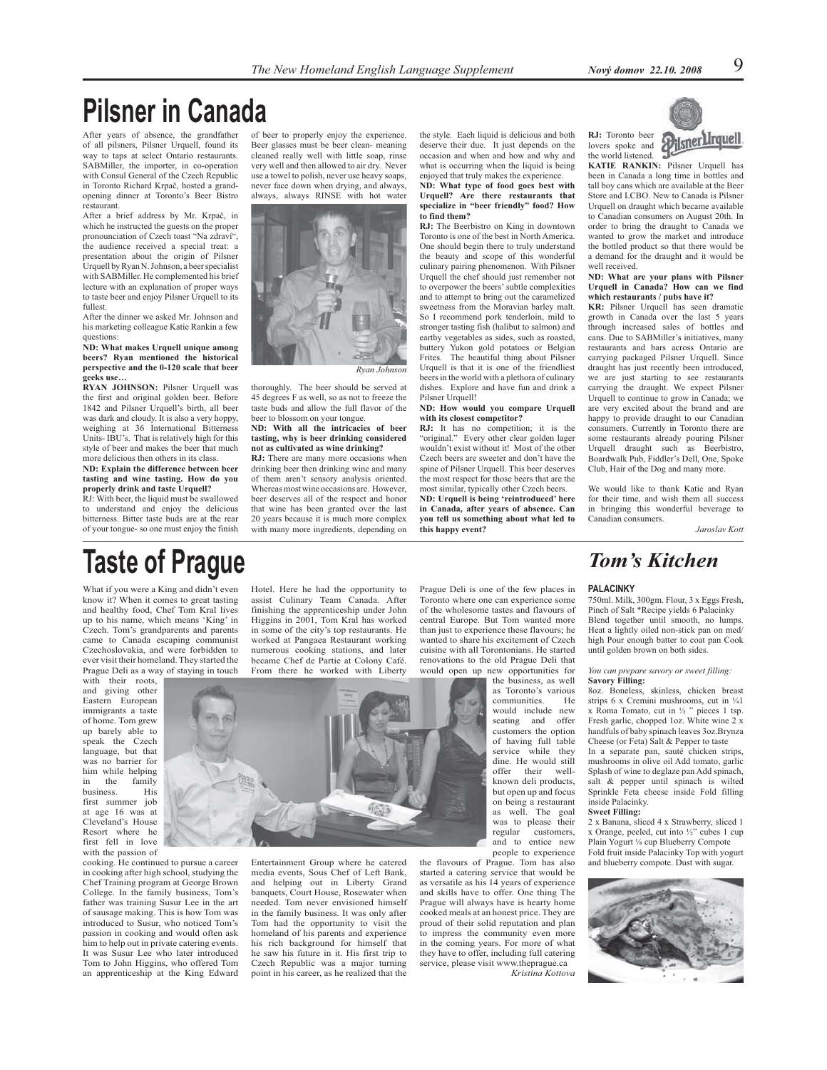# Pilsner in Canada

After years of absence, the grandfather of all pilsners, Pilsner Urquell, found its way to taps at select Ontario restaurants. SABMiller, the importer, in co-operation with Consul General of the Czech Republic in Toronto Richard Krpač, hosted a grand-opening dinner at Toronto's Beer Bistro restaurant.

After a brief address by Mr. Krpač, in which he instructed the guests on the proper pronounciation of Czech toast "Na zdraví", the audience received a special treat: a presentation about the origin of Pilsner Urquell by Ryan N. Johnson, a beer specialist with SABMiller. He complemented his brief lecture with an explanation of proper ways to taste beer and enjoy Pilsner Urquell to its fullest.

After the dinner we asked Mr. Johnson and his marketing colleague Katie Rankin a few questions:

**ND: What makes Urquell unique among beers? Ryan mentioned the historical perspective and the 0-120 scale that beer geeks use…**

**RYAN JOHNSON:** Pilsner Urquell was the first and original golden beer. Before 1842 and Pilsner Urquell's birth, all beer was dark and cloudy. It is also a very hoppy, weighing at 36 International Bitterness Units- IBU's. That is relatively high for this style of beer and makes the beer that much more delicious then others in its class.

**ND: Explain the difference between beer tasting and wine tasting. How do you properly drink and taste Urquell?**

RJ: With beer, the liquid must be swallowed to understand and enjoy the delicious bitterness. Bitter taste buds are at the rear of your tongue- so one must enjoy the finish of beer to properly enjoy the experience. Beer glasses must be beer clean- meaning cleaned really well with little soap, rinse very well and then allowed to air dry. Never use a towel to polish, never use heavy soaps, never face down when drying, and always, always, always RINSE with hot water thoroughly. The beer should be served at 45 degrees F as well, so as not to freeze the taste buds and allow the full flavor of the beer to blossom on your tongue.

*Ryan Johnson*

**ND: With all the intricacies of beer tasting, why is beer drinking considered not as cultivated as wine drinking?**

**RJ:** There are many more occasions when drinking beer then drinking wine and many of them aren't sensory analysis oriented. Whereas most wine occasions are. However, beer deserves all of the respect and honor that wine has been granted over the last 20 years because it is much more complex with many more ingredients, depending on the style. Each liquid is delicious and both deserve their due. It just depends on the occasion and when and how and why and what is occurring when the liquid is being enjoyed that truly makes the experience.

**ND: What type of food goes best with Urquell? Are there restaurants that specialize in "beer friendly" food? How to find them?**

**RJ:** The Beerbistro on King in downtown Toronto is one of the best in North America. One should begin there to truly understand the beauty and scope of this wonderful culinary pairing phenomenon. With Pilsner Urquell the chef should just remember not to overpower the beers' subtle complexities and to attempt to bring out the caramelized sweetness from the Moravian barley malt. So I recommend pork tenderloin, mild to stronger tasting fish (halibut to salmon) and earthy vegetables as sides, such as roasted, buttery Yukon gold potatoes or Belgian Frites. The beautiful thing about Pilsner Urquell is that it is one of the friendliest beers in the world with a plethora of culinary dishes. Explore and have fun and drink a Pilsner Urquell!

**ND: How would you compare Urquell with its closest competitor?**

**RJ:** It has no competition; it is the "original." Every other clear golden lager wouldn't exist without it! Most of the other Czech beers are sweeter and don't have the spine of Pilsner Urquell. This beer deserves the most respect for those beers that are the most similar, typically other Czech beers.

**ND: Urquell is being 'reintroduced' here in Canada, after years of absence. Can you tell us something about what led to this happy event?**

**RJ:** Toronto beer lovers spoke and the world listened.

**KATIE RANKIN:** Pilsner Urquell has been in Canada a long time in bottles and tall boy cans which are available at the Beer Store and LCBO. New to Canada is Pilsner Urquell on draught which became available to Canadian consumers on August 20th. In order to bring the draught to Canada we wanted to grow the market and introduce the bottled product so that there would be a demand for the draught and it would be well received.

**ND: What are your plans with Pilsner Urquell in Canada? How can we find which restaurants / pubs have it?**

**KR:** Pilsner Urquell has seen dramatic growth in Canada over the last 5 years through increased sales of bottles and cans. Due to SABMiller's initiatives, many restaurants and bars across Ontario are carrying packaged Pilsner Urquell. Since draught has just recently been introduced, we are just starting to see restaurants carrying the draught. We expect Pilsner Urquell to continue to grow in Canada; we are very excited about the brand and are happy to provide draught to our Canadian consumers. Currently in Toronto there are some restaurants already pouring Pilsner Urquell draught such as Beerbistro, Boardwalk Pub, Fiddler's Dell, One, Spoke Club, Hair of the Dog and many more.

We would like to thank Katie and Ryan for their time, and wish them all success in bringing this wonderful beverage to Canadian consumers.

*Jaroslav Kott*

# Taste of Prague

What if you were a King and didn't even know it? When it comes to great tasting and healthy food, Chef Tom Kral lives up to his name, which means 'King' in Czech. Tom's grandparents and parents came to Canada escaping communist Czechoslovakia, and were forbidden to ever visit their homeland. They started the Prague Deli as a way of staying in touch with their roots, and giving other Eastern European immigrants a taste of home. Tom grew up barely able to speak the Czech language, but that was no barrier for him while helping in the family business. His first summer job at age 16 was at Cleveland's House Resort where he first fell in love with the passion of cooking. He continued to pursue a career in cooking after high school, studying the Chef Training program at George Brown College. In the family business, Tom's father was training Susur Lee in the art of sausage making. This is how Tom was introduced to Susur, who noticed Tom's passion in cooking and would often ask him to help out in private catering events. It was Susur Lee who later introduced Tom to John Higgins, who offered Tom an apprenticeship at the King Edward Hotel. Here he had the opportunity to assist Culinary Team Canada. After finishing the apprenticeship under John Higgins in 2001, Tom Kral has worked in some of the city's top restaurants. He worked at Pangaea Restaurant working numerous cooking stations, and later became Chef de Partie at Colony Café. From there he worked with Liberty Entertainment Group where he catered media events, Sous Chef of Left Bank, and helping out in Liberty Grand banquets, Court House, Rosewater when needed. Tom never envisioned himself in the family business. It was only after Tom had the opportunity to visit the homeland of his parents and experience his rich background for himself that he saw his future in it. His first trip to Czech Republic was a major turning point in his career, as he realized that the Prague Deli is one of the few places in Toronto where one can experience some of the wholesome tastes and flavours of central Europe. But Tom wanted more than just to experience these flavours; he wanted to share his excitement of Czech cuisine with all Torontonians. He started renovations to the old Prague Deli that would open up new opportunities for the business, as well as Toronto's various communities. He would include new seating and offer customers the option of having full table service while they dine. He would still offer their well-known deli products, but open up and focus on being a restaurant as well. The goal was to please their regular customers, and to entice new people to experience the flavours of Prague. Tom has also started a catering service that would be as versatile as his 14 years of experience and skills have to offer. One thing The Prague will always have is hearty home cooked meals at an honest price. They are proud of their solid reputation and plan to impress the community even more in the coming years. For more of what they have to offer, including full catering service, please visit www.theprague.ca

*Kristina Kottova*

# *Tom's Kitchen*

**PALACINKY**

750ml. Milk, 300gm. Flour, 3 x Eggs Fresh, Pinch of Salt *Recipe yields 6 Palacinky
Blend together until smooth, no lumps. Heat a lightly oiled non-stick pan on med/high Pour enough batter to coat pan Cook until golden brown on both sides.

*You can prepare savory or sweet filling:*

**Savory Filling:**

8oz. Boneless, skinless, chicken breast strips 6 x Cremini mushrooms, cut in ¼1 x Roma Tomato, cut in ½ " pieces 1 tsp. Fresh garlic, chopped 1oz. White wine 2 x handfuls of baby spinach leaves 3oz.Brynza Cheese (or Feta) Salt & Pepper to taste
In a separate pan, sauté chicken strips, mushrooms in olive oil Add tomato, garlic Splash of wine to deglaze pan Add spinach, salt & pepper until spinach is wilted Sprinkle Feta cheese inside Fold filling inside Palacinky.

**Sweet Filling:**

2 x Banana, sliced 4 x Strawberry, sliced 1 x Orange, peeled, cut into ½" cubes 1 cup Plain Yogurt ¼ cup Blueberry Compote
Fold fruit inside Palacinky Top with yogurt and blueberry compote. Dust with sugar.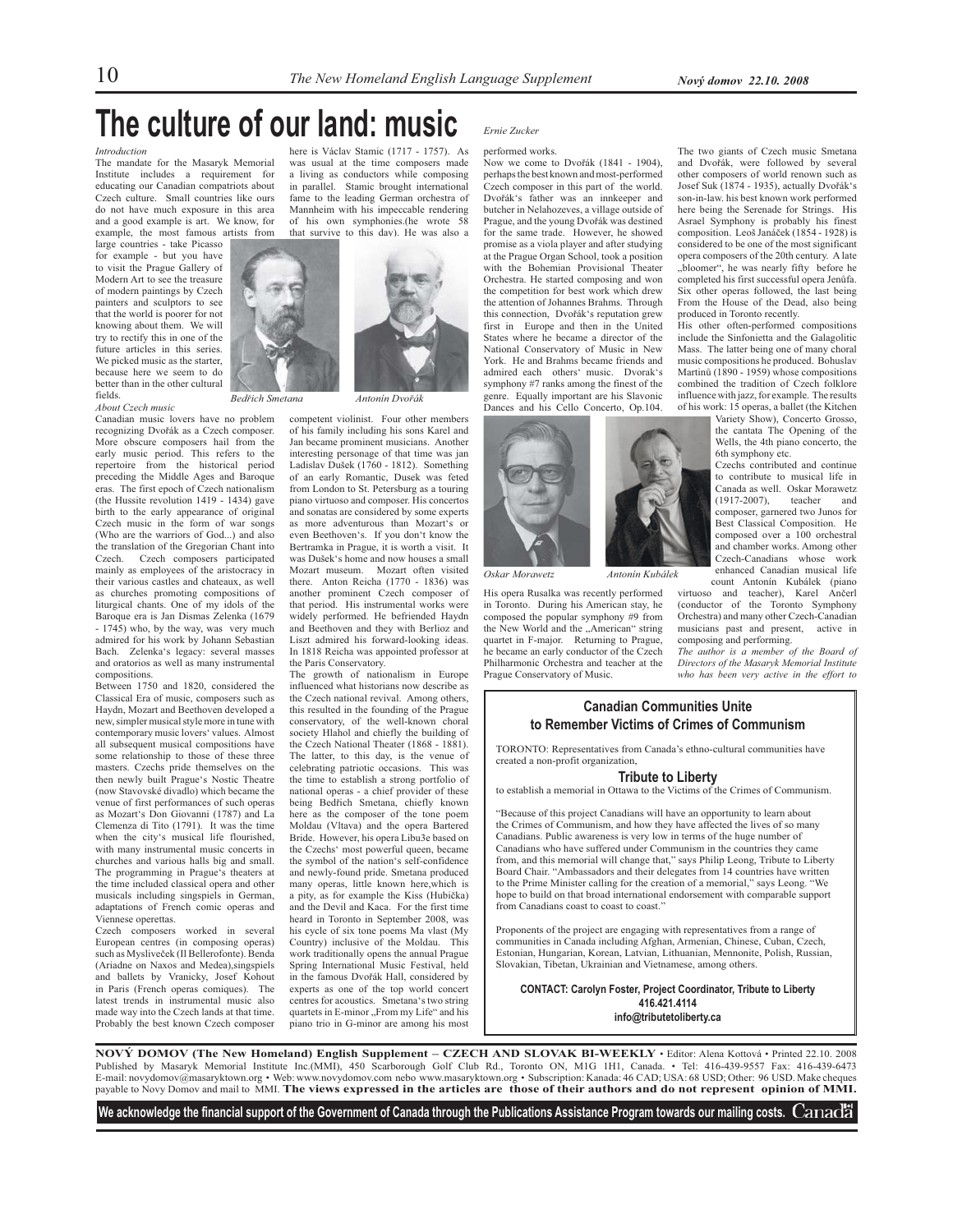# The culture of our land: music

*Ernie Zucker*

*Introduction*

The mandate for the Masaryk Memorial Institute includes a requirement for educating our Canadian compatriots about Czech culture. Small countries like ours do not have much exposure in this area and a good example is art. We know, for example, the most famous artists from large countries - take Picasso for example - but you have to visit the Prague Gallery of Modern Art to see the treasure of modern paintings by Czech painters and sculptors to see that the world is poorer for not knowing about them. We will try to rectify this in one of the future articles in this series. We picked music as the starter, because here we seem to do better than in the other cultural fields.

*About Czech music*

Canadian music lovers have no problem recognizing Dvořák as a Czech composer. More obscure composers hail from the early music period. This refers to the repertoire from the historical period preceding the Middle Ages and Baroque eras. The first epoch of Czech nationalism (the Hussite revolution 1419 - 1434) gave birth to the early appearance of original Czech music in the form of war songs (Who are the warriors of God...) and also the translation of the Gregorian Chant into Czech. Czech composers participated mainly as employees of the aristocracy in their various castles and chateaux, as well as churches promoting compositions of liturgical chants. One of my idols of the Baroque era is Jan Dismas Zelenka (1679 - 1745) who, by the way, was very much admired for his work by Johann Sebastian Bach. Zelenka's legacy: several masses and oratorios as well as many instrumental compositions.

Between 1750 and 1820, considered the Classical Era of music, composers such as Haydn, Mozart and Beethoven developed a new, simpler musical style more in tune with contemporary music lovers' values. Almost all subsequent musical compositions have some relationship to those of these three masters. Czechs pride themselves on the then newly built Prague's Nostic Theatre (now Stavovské divadlo) which became the venue of first performances of such operas as Mozart's Don Giovanni (1787) and La Clemenza di Tito (1791). It was the time when the city's musical life flourished, with many instrumental music concerts in churches and various halls big and small. The programming in Prague's theaters at the time included classical opera and other musicals including singspiels in German, adaptations of French comic operas and Viennese operettas.

Czech composers worked in several European centres (in composing operas) such as Mysliveček (Il Bellerofonte). Benda (Ariadne on Naxos and Medea),singspiels and ballets by Vranicky, Josef Kohout in Paris (French operas comiques). The latest trends in instrumental music also made way into the Czech lands at that time. Probably the best known Czech composer here is Václav Stamic (1717 - 1757). As was usual at the time composers made a living as conductors while composing in parallel. Stamic brought international fame to the leading German orchestra of Mannheim with his impeccable rendering of his own symphonies.(he wrote 58 that survive to this day). He was also a competent violinist. Four other members of his family including his sons Karel and Jan became prominent musicians. Another interesting personage of that time was jan Ladislav Dušek (1760 - 1812). Something of an early Romantic, Dusek was feted from London to St. Petersburg as a touring piano virtuoso and composer. His concertos and sonatas are considered by some experts as more adventurous than Mozart's or even Beethoven's. If you don't know the Bertramka in Prague, it is worth a visit. It was Dušek's home and now houses a small Mozart museum. Mozart often visited there. Anton Reicha (1770 - 1836) was another prominent Czech composer of that period. His instrumental works were widely performed. He befriended Haydn and Beethoven and they with Berlioz and Liszt admired his forward-looking ideas. In 1818 Reicha was appointed professor at the Paris Conservatory.

Bedřich Smetana

Antonín Dvořák

The growth of nationalism in Europe influenced what historians now describe as the Czech national revival. Among others, this resulted in the founding of the Prague conservatory, of the well-known choral society Hlahol and chiefly the building of the Czech National Theater (1868 - 1881). The latter, to this day, is the venue of celebrating patriotic occasions. This was the time to establish a strong portfolio of national operas - a chief provider of these being Bedřich Smetana, chiefly known here as the composer of the tone poem Moldau (Vltava) and the opera Bartered Bride. However, his opera Libu3e based on the Czechs' most powerful queen, became the symbol of the nation's self-confidence and newly-found pride. Smetana produced many operas, little known here,which is a pity, as for example the Kiss (Hubička) and the Devil and Kaca. For the first time heard in Toronto in September 2008, was his cycle of six tone poems Ma vlast (My Country) inclusive of the Moldau. This work traditionally opens the annual Prague Spring International Music Festival, held in the famous Dvořák Hall, considered by experts as one of the top world concert centres for acoustics. Smetana's two string quartets in E-minor „From my Life" and his piano trio in G-minor are among his most performed works.

Now we come to Dvořák (1841 - 1904), perhaps the best known and most-performed Czech composer in this part of the world. Dvořák's father was an innkeeper and butcher in Nelahozeves, a village outside of Prague, and the young Dvořák was destined for the same trade. However, he showed promise as a viola player and after studying at the Prague Organ School, took a position with the Bohemian Provisional Theater Orchestra. He started composing and won the competition for best work which drew the attention of Johannes Brahms. Through this connection, Dvořák's reputation grew first in Europe and then in the United States where he became a director of the National Conservatory of Music in New York. He and Brahms became friends and admired each others' music. Dvorak's symphony #7 ranks among the finest of the genre. Equally important are his Slavonic Dances and his Cello Concerto, Op.104.

Oskar Morawetz

Antonín Kubálek

His opera Rusalka was recently performed in Toronto. During his American stay, he composed the popular symphony #9 from the New World and the „American" string quartet in F-major. Returning to Prague, he became an early conductor of the Czech Philharmonic Orchestra and teacher at the Prague Conservatory of Music.

The two giants of Czech music Smetana and Dvořák, were followed by several other composers of world renown such as Josef Suk (1874 - 1935), actually Dvořák's son-in-law. his best known work performed here being the Serenade for Strings. His Asrael Symphony is probably his finest composition. Leoš Janáček (1854 - 1928) is considered to be one of the most significant opera composers of the 20th century. A late „bloomer", he was nearly fifty before he completed his first successful opera Jenůfa. Six other operas followed, the last being From the House of the Dead, also being produced in Toronto recently.

His other often-performed compositions include the Sinfonietta and the Galagolitic Mass. The latter being one of many choral music compositions he produced. Bohuslav Martinů (1890 - 1959) whose compositions combined the tradition of Czech folklore influence with jazz, for example. The results of his work: 15 operas, a ballet (the Kitchen Variety Show), Concerto Grosso, the cantata The Opening of the Wells, the 4th piano concerto, the 6th symphony etc.

Czechs contributed and continue to contribute to musical life in Canada as well. Oskar Morawetz (1917-2007), teacher and composer, garnered two Junos for Best Classical Composition. He composed over a 100 orchestral and chamber works. Among other Czech-Canadians whose work enhanced Canadian musical life count Antonín Kubálek (piano virtuoso and teacher), Karel Ančerl (conductor of the Toronto Symphony Orchestra) and many other Czech-Canadian musicians past and present, active in composing and performing.

*The author is a member of the Board of Directors of the Masaryk Memorial Institute who has been very active in the effort to*

---

### Canadian Communities Unite to Remember Victims of Crimes of Communism

TORONTO: Representatives from Canada's ethno-cultural communities have created a non-profit organization,

**Tribute to Liberty**

to establish a memorial in Ottawa to the Victims of the Crimes of Communism.

"Because of this project Canadians will have an opportunity to learn about the Crimes of Communism, and how they have affected the lives of so many Canadians. Public awareness is very low in terms of the huge number of Canadians who have suffered under Communism in the countries they came from, and this memorial will change that," says Philip Leong, Tribute to Liberty Board Chair. "Ambassadors and their delegates from 14 countries have written to the Prime Minister calling for the creation of a memorial," says Leong. "We hope to build on that broad international endorsement with comparable support from Canadians coast to coast to coast."

Proponents of the project are engaging with representatives from a range of communities in Canada including Afghan, Armenian, Chinese, Cuban, Czech, Estonian, Hungarian, Korean, Latvian, Lithuanian, Mennonite, Polish, Russian, Slovakian, Tibetan, Ukrainian and Vietnamese, among others.

**CONTACT: Carolyn Foster, Project Coordinator, Tribute to Liberty**
**416.421.4114**
**info@tributetoliberty.ca**

---

**NOVÝ DOMOV (The New Homeland) English Supplement – CZECH AND SLOVAK BI-WEEKLY** • Editor: Alena Kottová • Printed 22.10. 2008
Published by Masaryk Memorial Institute Inc.(MMI), 450 Scarborough Golf Club Rd., Toronto ON, M1G 1H1, Canada. • Tel: 416-439-9557 Fax: 416-439-6473
E-mail: novydomov@masaryktown.org • Web: www.novydomov.com nebo www.masaryktown.org • Subscription: Kanada: 46 CAD; USA: 68 USD; Other: 96 USD. Make cheques payable to Novy Domov and mail to MMI. **The views expressed in the articles are those of their authors and do not represent opinion of MMI.**

**We acknowledge the financial support of the Government of Canada through the Publications Assistance Program towards our mailing costs.** Canada